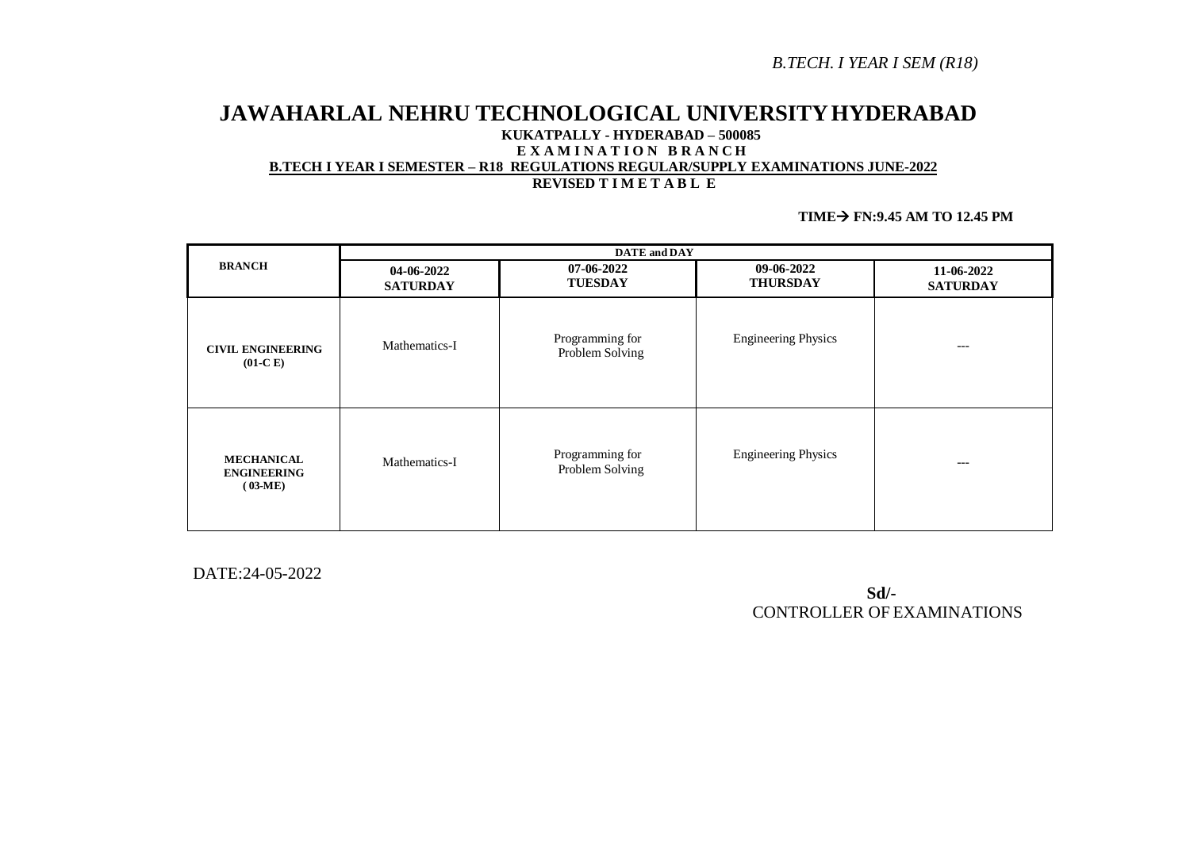*B.TECH. I YEAR I SEM (R18)*

# JAWAHARLAL NEHRU TECHNOLOGICAL UNIVERSITY HYDERABAD

**KUKATPALLY - HYDERABAD – 500085**

**E X A M I N A T I O N B R A N C H**

**B.TECH I YEAR I SEMESTER – R18 REGULATIONS REGULAR/SUPPLY EXAMINATIONS JUNE-2022**

**REVISED T I M E T A B L E**

**TIME→ FN:9.45 AM TO 12.45 PM**

| BRANCH | DATE and DAY | | | |
|---|---|---|---|---|
| | 04-06-2022 SATURDAY | 07-06-2022 TUESDAY | 09-06-2022 THURSDAY | 11-06-2022 SATURDAY |
| **CIVIL ENGINEERING (01-C E)** | Mathematics-I | Programming for Problem Solving | Engineering Physics | --- |
| **MECHANICAL ENGINEERING ( 03-ME)** | Mathematics-I | Programming for Problem Solving | Engineering Physics | --- |

DATE:24-05-2022

**Sd/-**
CONTROLLER OF EXAMINATIONS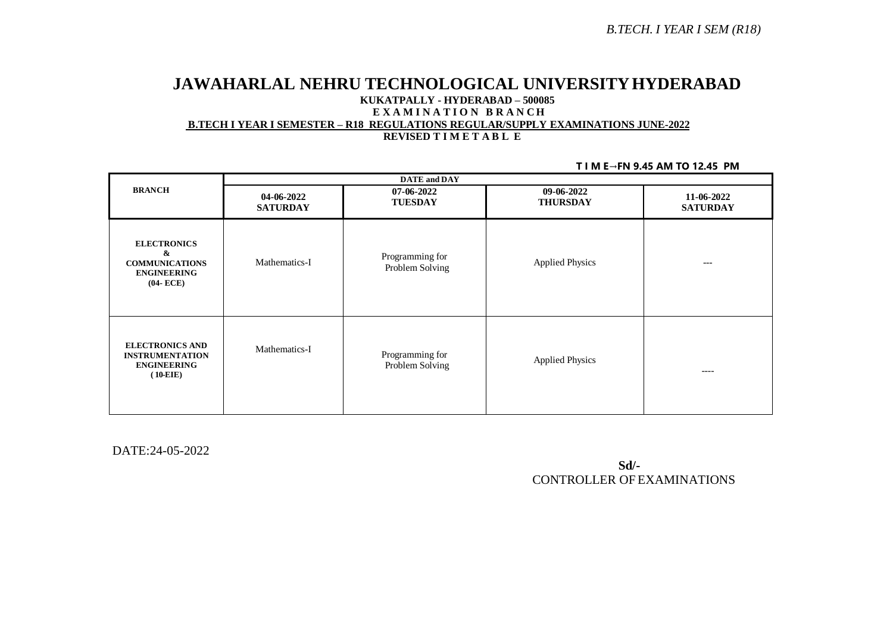*B.TECH. I YEAR I SEM (R18)*

# JAWAHARLAL NEHRU TECHNOLOGICAL UNIVERSITY HYDERABAD

**KUKATPALLY - HYDERABAD – 500085**

**E X A M I N A T I O N B R A N C H**

**B.TECH I YEAR I SEMESTER – R18 REGULATIONS REGULAR/SUPPLY EXAMINATIONS JUNE-2022**

**REVISED T I M E T A B L E**

**T I M E→FN 9.45 AM TO 12.45 PM**

| BRANCH | DATE and DAY | | | |
|---|---|---|---|---|
| | **04-06-2022 SATURDAY** | **07-06-2022 TUESDAY** | **09-06-2022 THURSDAY** | **11-06-2022 SATURDAY** |
| **ELECTRONICS & COMMUNICATIONS ENGINEERING (04- ECE)** | Mathematics-I | Programming for Problem Solving | Applied Physics | --- |
| **ELECTRONICS AND INSTRUMENTATION ENGINEERING ( 10-EIE)** | Mathematics-I | Programming for Problem Solving | Applied Physics | ---- |

DATE:24-05-2022

**Sd/-**
CONTROLLER OF EXAMINATIONS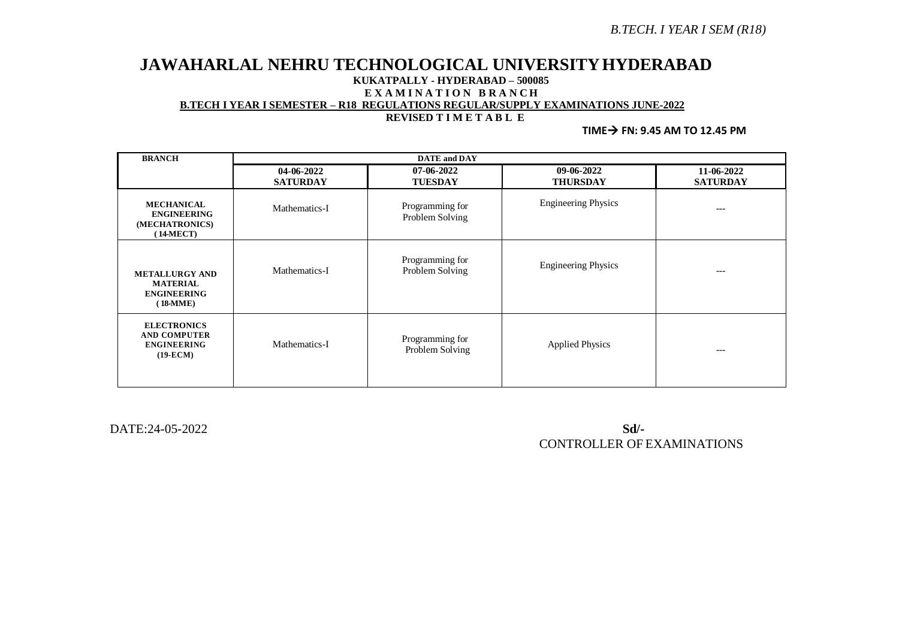*B.TECH. I YEAR I SEM (R18)*

# JAWAHARLAL NEHRU TECHNOLOGICAL UNIVERSITY HYDERABAD

**KUKATPALLY - HYDERABAD – 500085**

**E X A M I N A T I O N B R A N C H**

**B.TECH I YEAR I SEMESTER – R18 REGULATIONS REGULAR/SUPPLY EXAMINATIONS JUNE-2022**

**REVISED T I M E T A B L E**

**TIME→ FN: 9.45 AM TO 12.45 PM**

| BRANCH | DATE and DAY | | | |
|---|---|---|---|---|
| | 04-06-2022 SATURDAY | 07-06-2022 TUESDAY | 09-06-2022 THURSDAY | 11-06-2022 SATURDAY |
| MECHANICAL ENGINEERING (MECHATRONICS) (14-MECT) | Mathematics-I | Programming for Problem Solving | Engineering Physics | --- |
| METALLURGY AND MATERIAL ENGINEERING (18-MME) | Mathematics-I | Programming for Problem Solving | Engineering Physics | --- |
| ELECTRONICS AND COMPUTER ENGINEERING (19-ECM) | Mathematics-I | Programming for Problem Solving | Applied Physics | --- |

DATE:24-05-2022

**Sd/-**
CONTROLLER OF EXAMINATIONS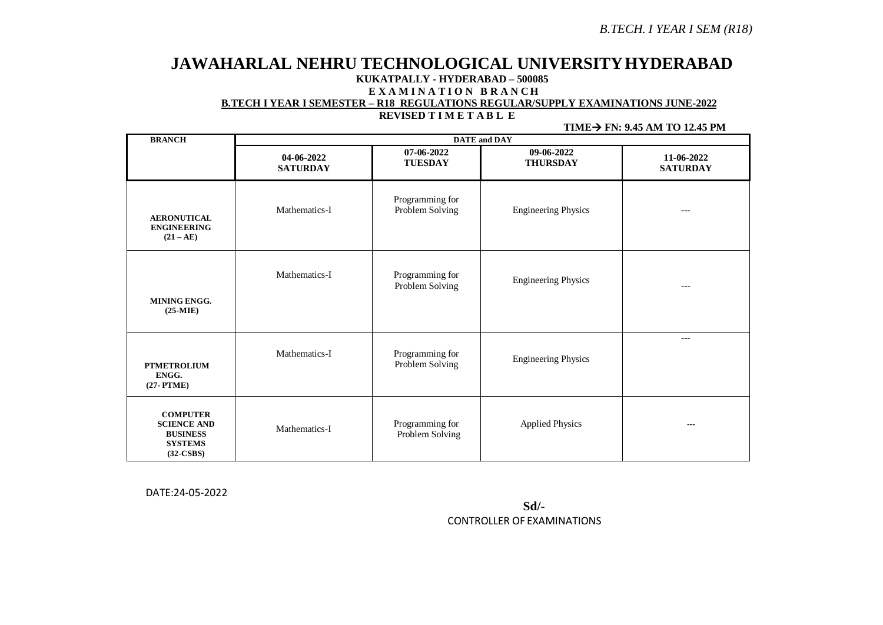# JAWAHARLAL NEHRU TECHNOLOGICAL UNIVERSITY HYDERABAD

**KUKATPALLY - HYDERABAD – 500085**

**E X A M I N A T I O N B R A N C H**

**B.TECH I YEAR I SEMESTER – R18 REGULATIONS REGULAR/SUPPLY EXAMINATIONS JUNE-2022**

**REVISED T I M E T A B L E**

**TIME→ FN: 9.45 AM TO 12.45 PM**

| BRANCH | DATE and DAY | | | |
|---|---|---|---|---|
| | 04-06-2022 SATURDAY | 07-06-2022 TUESDAY | 09-06-2022 THURSDAY | 11-06-2022 SATURDAY |
| AERONUTICAL ENGINEERING (21 – AE) | Mathematics-I | Programming for Problem Solving | Engineering Physics | --- |
| MINING ENGG. (25-MIE) | Mathematics-I | Programming for Problem Solving | Engineering Physics | --- |
| PTMETROLIUM ENGG. (27- PTME) | Mathematics-I | Programming for Problem Solving | Engineering Physics | --- |
| COMPUTER SCIENCE AND BUSINESS SYSTEMS (32-CSBS) | Mathematics-I | Programming for Problem Solving | Applied Physics | --- |

DATE:24-05-2022

**Sd/-**

CONTROLLER OF EXAMINATIONS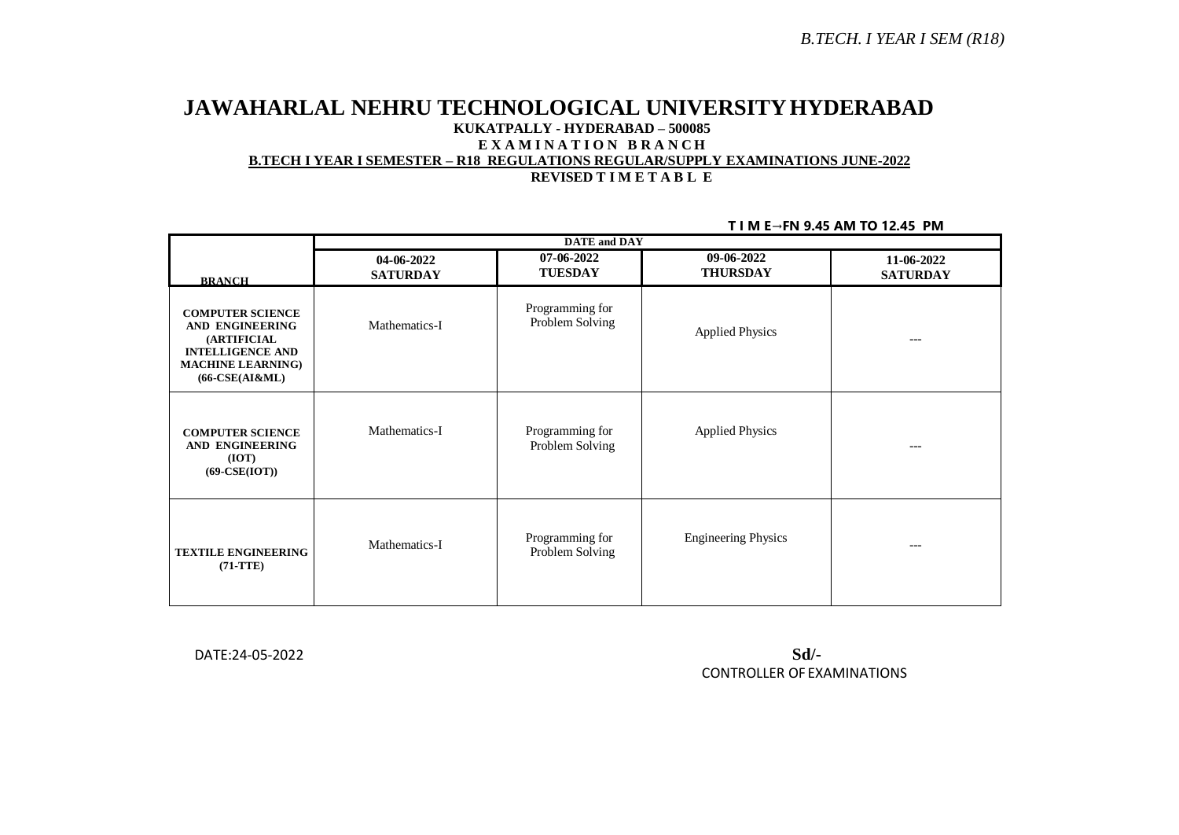# JAWAHARLAL NEHRU TECHNOLOGICAL UNIVERSITY HYDERABAD

**KUKATPALLY - HYDERABAD – 500085**

**E X A M I N A T I O N   B R A N C H**

**B.TECH I YEAR I SEMESTER – R18 REGULATIONS REGULAR/SUPPLY EXAMINATIONS JUNE-2022**

**REVISED T I M E T A B L E**

**T I M E→FN 9.45 AM TO 12.45 PM**

| BRANCH | DATE and DAY | | | |
|---|---|---|---|---|
| | **04-06-2022 SATURDAY** | **07-06-2022 TUESDAY** | **09-06-2022 THURSDAY** | **11-06-2022 SATURDAY** |
| **COMPUTER SCIENCE AND ENGINEERING (ARTIFICIAL INTELLIGENCE AND MACHINE LEARNING) (66-CSE(AI&ML)** | Mathematics-I | Programming for Problem Solving | Applied Physics | --- |
| **COMPUTER SCIENCE AND ENGINEERING (IOT) (69-CSE(IOT))** | Mathematics-I | Programming for Problem Solving | Applied Physics | --- |
| **TEXTILE ENGINEERING (71-TTE)** | Mathematics-I | Programming for Problem Solving | Engineering Physics | --- |

DATE:24-05-2022

**Sd/-**
CONTROLLER OF EXAMINATIONS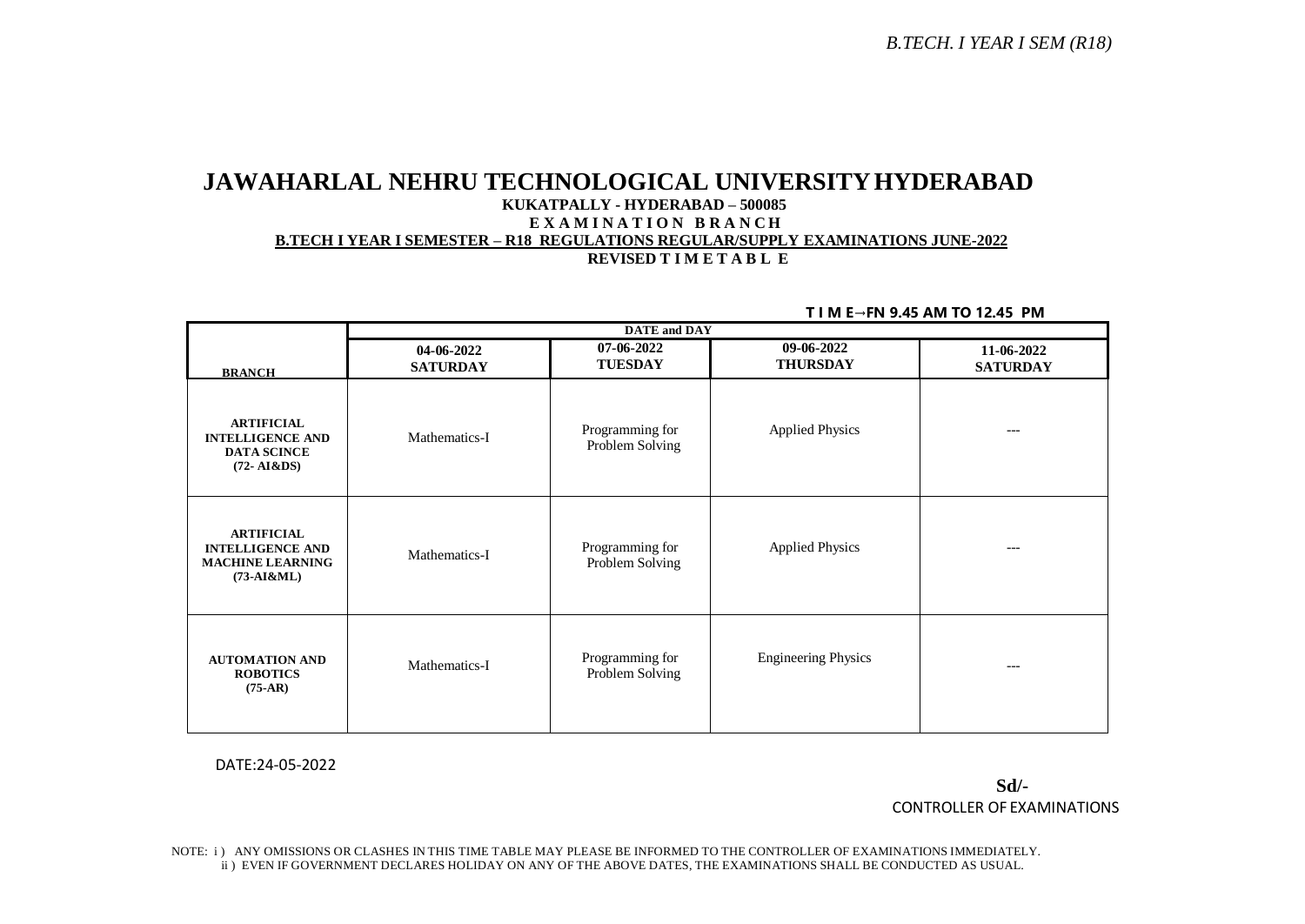# JAWAHARLAL NEHRU TECHNOLOGICAL UNIVERSITY HYDERABAD

**KUKATPALLY - HYDERABAD – 500085**

**E X A M I N A T I O N B R A N C H**

**B.TECH I YEAR I SEMESTER – R18 REGULATIONS REGULAR/SUPPLY EXAMINATIONS JUNE-2022**

**REVISED T I M E T A B L E**

**T I M E→FN 9.45 AM TO 12.45 PM**

| BRANCH | DATE and DAY | | | |
|---|---|---|---|---|
| | **04-06-2022 SATURDAY** | **07-06-2022 TUESDAY** | **09-06-2022 THURSDAY** | **11-06-2022 SATURDAY** |
| **ARTIFICIAL INTELLIGENCE AND DATA SCINCE (72- AI&DS)** | Mathematics-I | Programming for Problem Solving | Applied Physics | --- |
| **ARTIFICIAL INTELLIGENCE AND MACHINE LEARNING (73-AI&ML)** | Mathematics-I | Programming for Problem Solving | Applied Physics | --- |
| **AUTOMATION AND ROBOTICS (75-AR)** | Mathematics-I | Programming for Problem Solving | Engineering Physics | --- |

DATE:24-05-2022

**Sd/-**
CONTROLLER OF EXAMINATIONS

NOTE: i ) ANY OMISSIONS OR CLASHES IN THIS TIME TABLE MAY PLEASE BE INFORMED TO THE CONTROLLER OF EXAMINATIONS IMMEDIATELY.
ii ) EVEN IF GOVERNMENT DECLARES HOLIDAY ON ANY OF THE ABOVE DATES, THE EXAMINATIONS SHALL BE CONDUCTED AS USUAL.